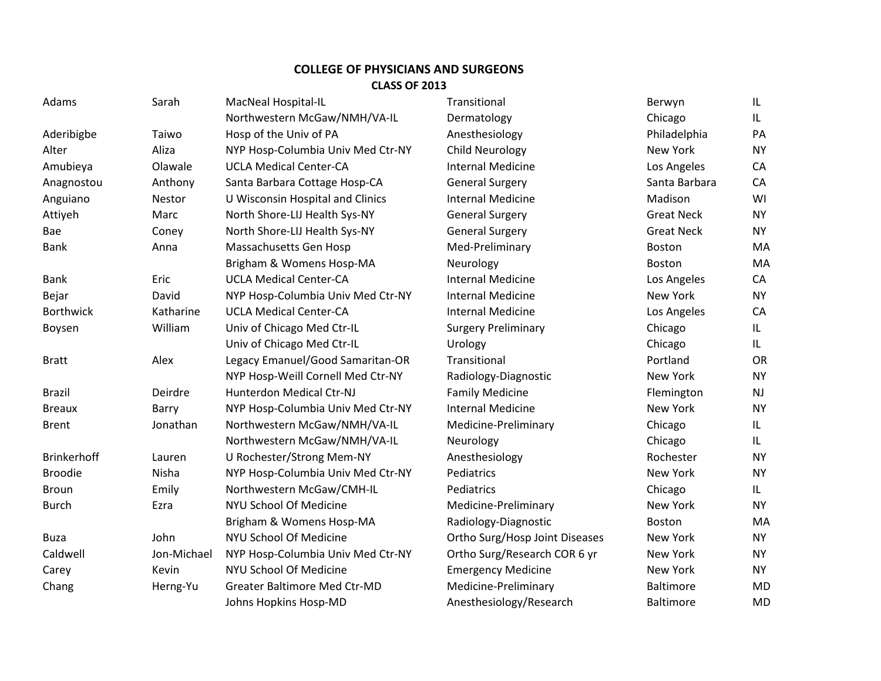**COLLEGE OF PHYSICIANS AND SURGEONS**

**CLASS OF 2013**

| | | | | | |
|---|---|---|---|---|---|
| Adams | Sarah | MacNeal Hospital-IL | Transitional | Berwyn | IL |
| | | Northwestern McGaw/NMH/VA-IL | Dermatology | Chicago | IL |
| Aderibigbe | Taiwo | Hosp of the Univ of PA | Anesthesiology | Philadelphia | PA |
| Alter | Aliza | NYP Hosp-Columbia Univ Med Ctr-NY | Child Neurology | New York | NY |
| Amubieya | Olawale | UCLA Medical Center-CA | Internal Medicine | Los Angeles | CA |
| Anagnostou | Anthony | Santa Barbara Cottage Hosp-CA | General Surgery | Santa Barbara | CA |
| Anguiano | Nestor | U Wisconsin Hospital and Clinics | Internal Medicine | Madison | WI |
| Attiyeh | Marc | North Shore-LIJ Health Sys-NY | General Surgery | Great Neck | NY |
| Bae | Coney | North Shore-LIJ Health Sys-NY | General Surgery | Great Neck | NY |
| Bank | Anna | Massachusetts Gen Hosp | Med-Preliminary | Boston | MA |
| | | Brigham & Womens Hosp-MA | Neurology | Boston | MA |
| Bank | Eric | UCLA Medical Center-CA | Internal Medicine | Los Angeles | CA |
| Bejar | David | NYP Hosp-Columbia Univ Med Ctr-NY | Internal Medicine | New York | NY |
| Borthwick | Katharine | UCLA Medical Center-CA | Internal Medicine | Los Angeles | CA |
| Boysen | William | Univ of Chicago Med Ctr-IL | Surgery Preliminary | Chicago | IL |
| | | Univ of Chicago Med Ctr-IL | Urology | Chicago | IL |
| Bratt | Alex | Legacy Emanuel/Good Samaritan-OR | Transitional | Portland | OR |
| | | NYP Hosp-Weill Cornell Med Ctr-NY | Radiology-Diagnostic | New York | NY |
| Brazil | Deirdre | Hunterdon Medical Ctr-NJ | Family Medicine | Flemington | NJ |
| Breaux | Barry | NYP Hosp-Columbia Univ Med Ctr-NY | Internal Medicine | New York | NY |
| Brent | Jonathan | Northwestern McGaw/NMH/VA-IL | Medicine-Preliminary | Chicago | IL |
| | | Northwestern McGaw/NMH/VA-IL | Neurology | Chicago | IL |
| Brinkerhoff | Lauren | U Rochester/Strong Mem-NY | Anesthesiology | Rochester | NY |
| Broodie | Nisha | NYP Hosp-Columbia Univ Med Ctr-NY | Pediatrics | New York | NY |
| Broun | Emily | Northwestern McGaw/CMH-IL | Pediatrics | Chicago | IL |
| Burch | Ezra | NYU School Of Medicine | Medicine-Preliminary | New York | NY |
| | | Brigham & Womens Hosp-MA | Radiology-Diagnostic | Boston | MA |
| Buza | John | NYU School Of Medicine | Ortho Surg/Hosp Joint Diseases | New York | NY |
| Caldwell | Jon-Michael | NYP Hosp-Columbia Univ Med Ctr-NY | Ortho Surg/Research COR 6 yr | New York | NY |
| Carey | Kevin | NYU School Of Medicine | Emergency Medicine | New York | NY |
| Chang | Herng-Yu | Greater Baltimore Med Ctr-MD | Medicine-Preliminary | Baltimore | MD |
| | | Johns Hopkins Hosp-MD | Anesthesiology/Research | Baltimore | MD |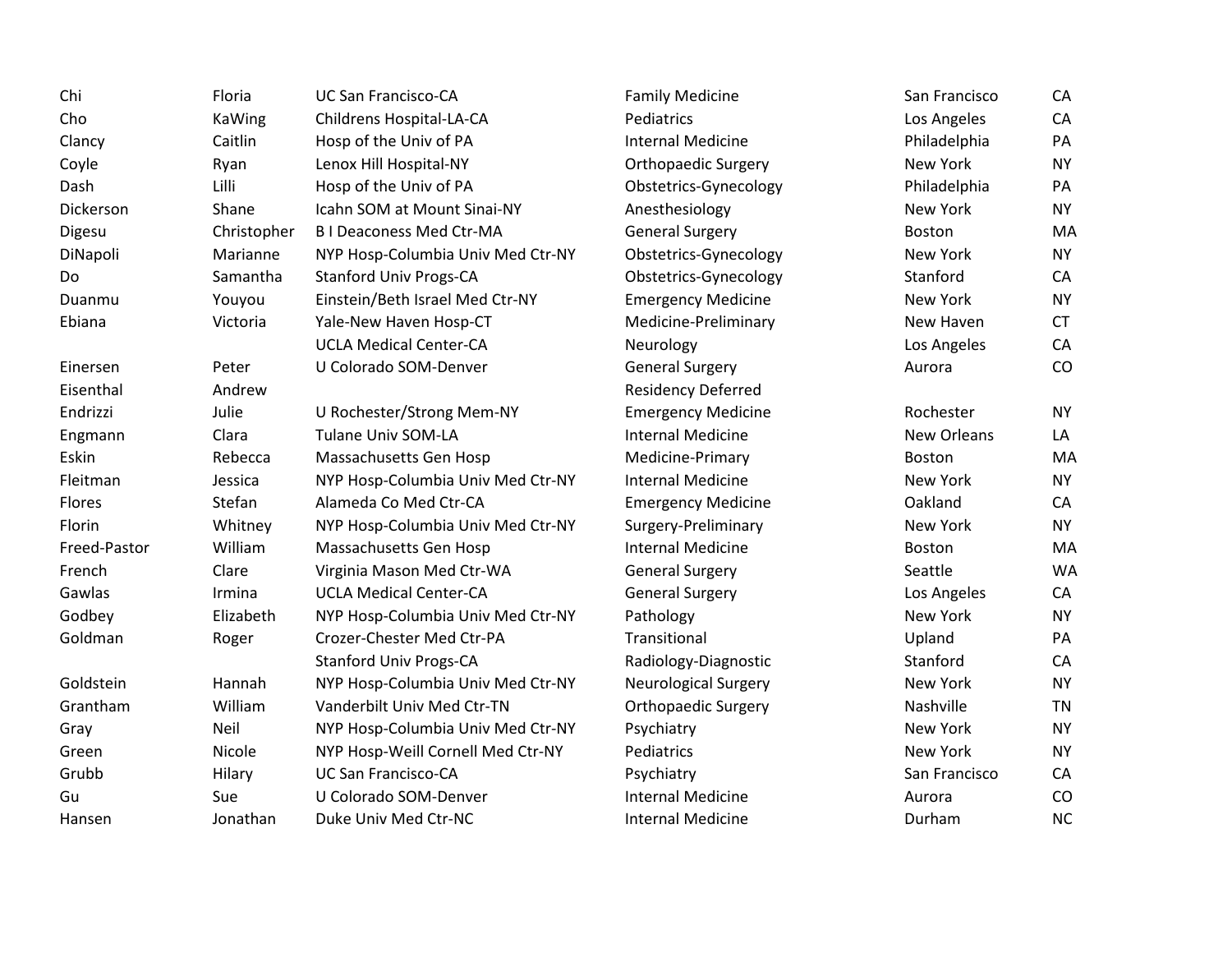| | | | | | |
|---|---|---|---|---|---|
| Chi | Floria | UC San Francisco-CA | Family Medicine | San Francisco | CA |
| Cho | KaWing | Childrens Hospital-LA-CA | Pediatrics | Los Angeles | CA |
| Clancy | Caitlin | Hosp of the Univ of PA | Internal Medicine | Philadelphia | PA |
| Coyle | Ryan | Lenox Hill Hospital-NY | Orthopaedic Surgery | New York | NY |
| Dash | Lilli | Hosp of the Univ of PA | Obstetrics-Gynecology | Philadelphia | PA |
| Dickerson | Shane | Icahn SOM at Mount Sinai-NY | Anesthesiology | New York | NY |
| Digesu | Christopher | B I Deaconess Med Ctr-MA | General Surgery | Boston | MA |
| DiNapoli | Marianne | NYP Hosp-Columbia Univ Med Ctr-NY | Obstetrics-Gynecology | New York | NY |
| Do | Samantha | Stanford Univ Progs-CA | Obstetrics-Gynecology | Stanford | CA |
| Duanmu | Youyou | Einstein/Beth Israel Med Ctr-NY | Emergency Medicine | New York | NY |
| Ebiana | Victoria | Yale-New Haven Hosp-CT | Medicine-Preliminary | New Haven | CT |
| | | UCLA Medical Center-CA | Neurology | Los Angeles | CA |
| Einersen | Peter | U Colorado SOM-Denver | General Surgery | Aurora | CO |
| Eisenthal | Andrew | | Residency Deferred | | |
| Endrizzi | Julie | U Rochester/Strong Mem-NY | Emergency Medicine | Rochester | NY |
| Engmann | Clara | Tulane Univ SOM-LA | Internal Medicine | New Orleans | LA |
| Eskin | Rebecca | Massachusetts Gen Hosp | Medicine-Primary | Boston | MA |
| Fleitman | Jessica | NYP Hosp-Columbia Univ Med Ctr-NY | Internal Medicine | New York | NY |
| Flores | Stefan | Alameda Co Med Ctr-CA | Emergency Medicine | Oakland | CA |
| Florin | Whitney | NYP Hosp-Columbia Univ Med Ctr-NY | Surgery-Preliminary | New York | NY |
| Freed-Pastor | William | Massachusetts Gen Hosp | Internal Medicine | Boston | MA |
| French | Clare | Virginia Mason Med Ctr-WA | General Surgery | Seattle | WA |
| Gawlas | Irmina | UCLA Medical Center-CA | General Surgery | Los Angeles | CA |
| Godbey | Elizabeth | NYP Hosp-Columbia Univ Med Ctr-NY | Pathology | New York | NY |
| Goldman | Roger | Crozer-Chester Med Ctr-PA | Transitional | Upland | PA |
| | | Stanford Univ Progs-CA | Radiology-Diagnostic | Stanford | CA |
| Goldstein | Hannah | NYP Hosp-Columbia Univ Med Ctr-NY | Neurological Surgery | New York | NY |
| Grantham | William | Vanderbilt Univ Med Ctr-TN | Orthopaedic Surgery | Nashville | TN |
| Gray | Neil | NYP Hosp-Columbia Univ Med Ctr-NY | Psychiatry | New York | NY |
| Green | Nicole | NYP Hosp-Weill Cornell Med Ctr-NY | Pediatrics | New York | NY |
| Grubb | Hilary | UC San Francisco-CA | Psychiatry | San Francisco | CA |
| Gu | Sue | U Colorado SOM-Denver | Internal Medicine | Aurora | CO |
| Hansen | Jonathan | Duke Univ Med Ctr-NC | Internal Medicine | Durham | NC |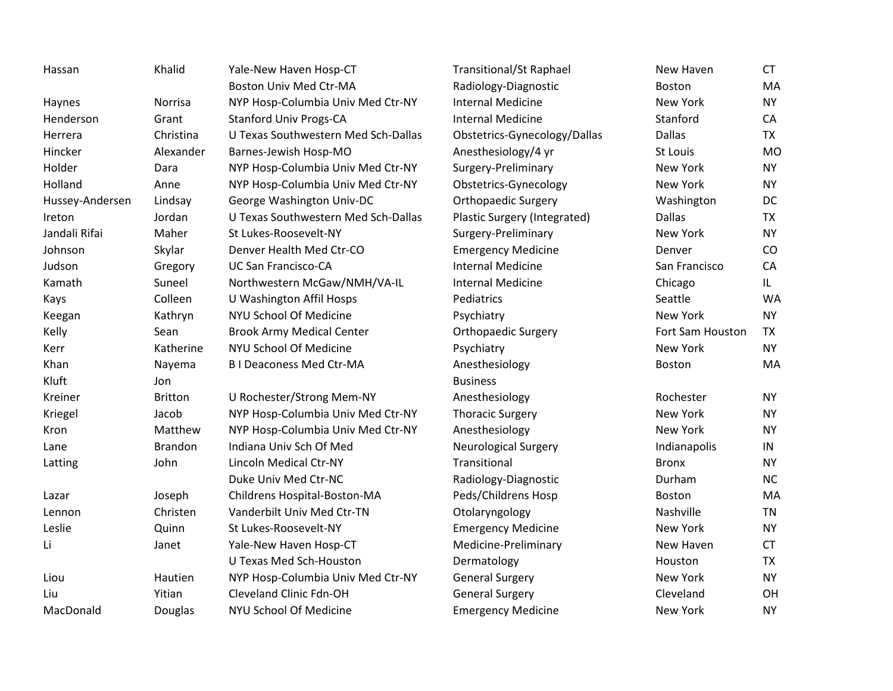| | | | | | |
|---|---|---|---|---|---|
| Hassan | Khalid | Yale-New Haven Hosp-CT | Transitional/St Raphael | New Haven | CT |
| | | Boston Univ Med Ctr-MA | Radiology-Diagnostic | Boston | MA |
| Haynes | Norrisa | NYP Hosp-Columbia Univ Med Ctr-NY | Internal Medicine | New York | NY |
| Henderson | Grant | Stanford Univ Progs-CA | Internal Medicine | Stanford | CA |
| Herrera | Christina | U Texas Southwestern Med Sch-Dallas | Obstetrics-Gynecology/Dallas | Dallas | TX |
| Hincker | Alexander | Barnes-Jewish Hosp-MO | Anesthesiology/4 yr | St Louis | MO |
| Holder | Dara | NYP Hosp-Columbia Univ Med Ctr-NY | Surgery-Preliminary | New York | NY |
| Holland | Anne | NYP Hosp-Columbia Univ Med Ctr-NY | Obstetrics-Gynecology | New York | NY |
| Hussey-Andersen | Lindsay | George Washington Univ-DC | Orthopaedic Surgery | Washington | DC |
| Ireton | Jordan | U Texas Southwestern Med Sch-Dallas | Plastic Surgery (Integrated) | Dallas | TX |
| Jandali Rifai | Maher | St Lukes-Roosevelt-NY | Surgery-Preliminary | New York | NY |
| Johnson | Skylar | Denver Health Med Ctr-CO | Emergency Medicine | Denver | CO |
| Judson | Gregory | UC San Francisco-CA | Internal Medicine | San Francisco | CA |
| Kamath | Suneel | Northwestern McGaw/NMH/VA-IL | Internal Medicine | Chicago | IL |
| Kays | Colleen | U Washington Affil Hosps | Pediatrics | Seattle | WA |
| Keegan | Kathryn | NYU School Of Medicine | Psychiatry | New York | NY |
| Kelly | Sean | Brook Army Medical Center | Orthopaedic Surgery | Fort Sam Houston | TX |
| Kerr | Katherine | NYU School Of Medicine | Psychiatry | New York | NY |
| Khan | Nayema | B I Deaconess Med Ctr-MA | Anesthesiology | Boston | MA |
| Kluft | Jon | | Business | | |
| Kreiner | Britton | U Rochester/Strong Mem-NY | Anesthesiology | Rochester | NY |
| Kriegel | Jacob | NYP Hosp-Columbia Univ Med Ctr-NY | Thoracic Surgery | New York | NY |
| Kron | Matthew | NYP Hosp-Columbia Univ Med Ctr-NY | Anesthesiology | New York | NY |
| Lane | Brandon | Indiana Univ Sch Of Med | Neurological Surgery | Indianapolis | IN |
| Latting | John | Lincoln Medical Ctr-NY | Transitional | Bronx | NY |
| | | Duke Univ Med Ctr-NC | Radiology-Diagnostic | Durham | NC |
| Lazar | Joseph | Childrens Hospital-Boston-MA | Peds/Childrens Hosp | Boston | MA |
| Lennon | Christen | Vanderbilt Univ Med Ctr-TN | Otolaryngology | Nashville | TN |
| Leslie | Quinn | St Lukes-Roosevelt-NY | Emergency Medicine | New York | NY |
| Li | Janet | Yale-New Haven Hosp-CT | Medicine-Preliminary | New Haven | CT |
| | | U Texas Med Sch-Houston | Dermatology | Houston | TX |
| Liou | Hautien | NYP Hosp-Columbia Univ Med Ctr-NY | General Surgery | New York | NY |
| Liu | Yitian | Cleveland Clinic Fdn-OH | General Surgery | Cleveland | OH |
| MacDonald | Douglas | NYU School Of Medicine | Emergency Medicine | New York | NY |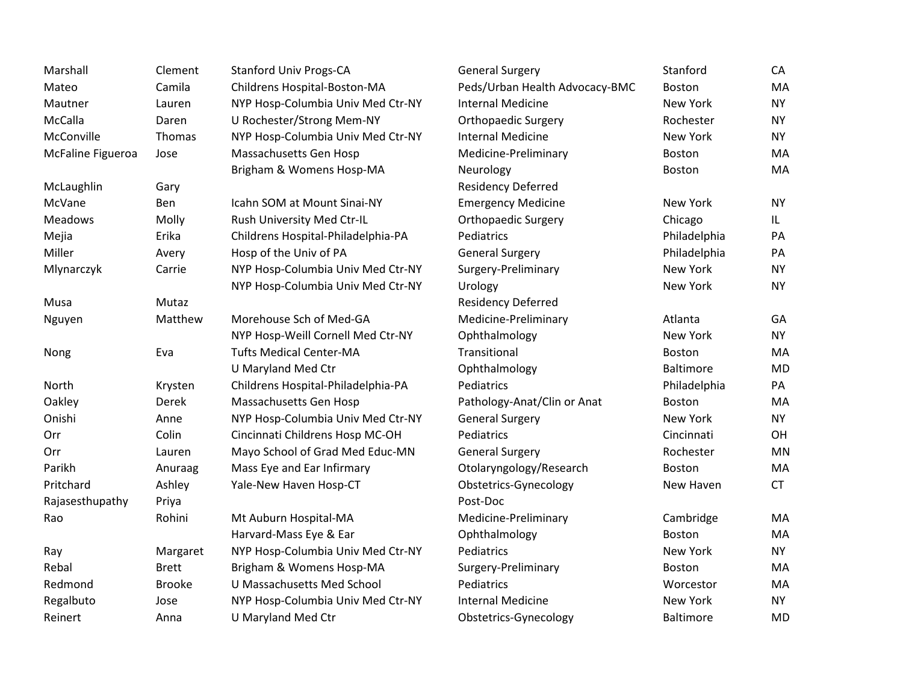| | | | | | |
|---|---|---|---|---|---|
| Marshall | Clement | Stanford Univ Progs-CA | General Surgery | Stanford | CA |
| Mateo | Camila | Childrens Hospital-Boston-MA | Peds/Urban Health Advocacy-BMC | Boston | MA |
| Mautner | Lauren | NYP Hosp-Columbia Univ Med Ctr-NY | Internal Medicine | New York | NY |
| McCalla | Daren | U Rochester/Strong Mem-NY | Orthopaedic Surgery | Rochester | NY |
| McConville | Thomas | NYP Hosp-Columbia Univ Med Ctr-NY | Internal Medicine | New York | NY |
| McFaline Figueroa | Jose | Massachusetts Gen Hosp | Medicine-Preliminary | Boston | MA |
| | | Brigham & Womens Hosp-MA | Neurology | Boston | MA |
| McLaughlin | Gary | | Residency Deferred | | |
| McVane | Ben | Icahn SOM at Mount Sinai-NY | Emergency Medicine | New York | NY |
| Meadows | Molly | Rush University Med Ctr-IL | Orthopaedic Surgery | Chicago | IL |
| Mejia | Erika | Childrens Hospital-Philadelphia-PA | Pediatrics | Philadelphia | PA |
| Miller | Avery | Hosp of the Univ of PA | General Surgery | Philadelphia | PA |
| Mlynarczyk | Carrie | NYP Hosp-Columbia Univ Med Ctr-NY | Surgery-Preliminary | New York | NY |
| | | NYP Hosp-Columbia Univ Med Ctr-NY | Urology | New York | NY |
| Musa | Mutaz | | Residency Deferred | | |
| Nguyen | Matthew | Morehouse Sch of Med-GA | Medicine-Preliminary | Atlanta | GA |
| | | NYP Hosp-Weill Cornell Med Ctr-NY | Ophthalmology | New York | NY |
| Nong | Eva | Tufts Medical Center-MA | Transitional | Boston | MA |
| | | U Maryland Med Ctr | Ophthalmology | Baltimore | MD |
| North | Krysten | Childrens Hospital-Philadelphia-PA | Pediatrics | Philadelphia | PA |
| Oakley | Derek | Massachusetts Gen Hosp | Pathology-Anat/Clin or Anat | Boston | MA |
| Onishi | Anne | NYP Hosp-Columbia Univ Med Ctr-NY | General Surgery | New York | NY |
| Orr | Colin | Cincinnati Childrens Hosp MC-OH | Pediatrics | Cincinnati | OH |
| Orr | Lauren | Mayo School of Grad Med Educ-MN | General Surgery | Rochester | MN |
| Parikh | Anuraag | Mass Eye and Ear Infirmary | Otolaryngology/Research | Boston | MA |
| Pritchard | Ashley | Yale-New Haven Hosp-CT | Obstetrics-Gynecology | New Haven | CT |
| Rajasesthupathy | Priya | | Post-Doc | | |
| Rao | Rohini | Mt Auburn Hospital-MA | Medicine-Preliminary | Cambridge | MA |
| | | Harvard-Mass Eye & Ear | Ophthalmology | Boston | MA |
| Ray | Margaret | NYP Hosp-Columbia Univ Med Ctr-NY | Pediatrics | New York | NY |
| Rebal | Brett | Brigham & Womens Hosp-MA | Surgery-Preliminary | Boston | MA |
| Redmond | Brooke | U Massachusetts Med School | Pediatrics | Worcestor | MA |
| Regalbuto | Jose | NYP Hosp-Columbia Univ Med Ctr-NY | Internal Medicine | New York | NY |
| Reinert | Anna | U Maryland Med Ctr | Obstetrics-Gynecology | Baltimore | MD |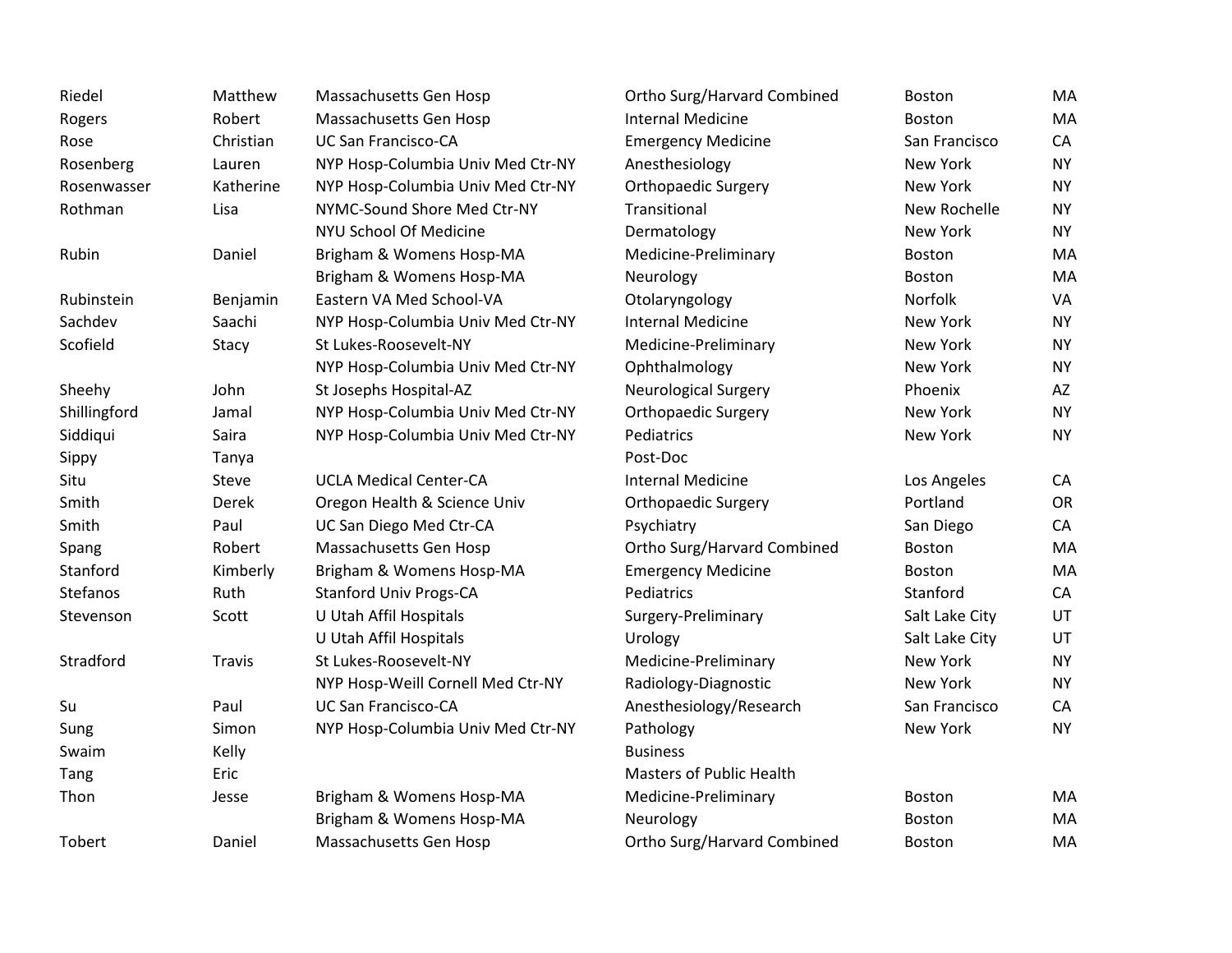| | | | | | |
|---|---|---|---|---|---|
| Riedel | Matthew | Massachusetts Gen Hosp | Ortho Surg/Harvard Combined | Boston | MA |
| Rogers | Robert | Massachusetts Gen Hosp | Internal Medicine | Boston | MA |
| Rose | Christian | UC San Francisco-CA | Emergency Medicine | San Francisco | CA |
| Rosenberg | Lauren | NYP Hosp-Columbia Univ Med Ctr-NY | Anesthesiology | New York | NY |
| Rosenwasser | Katherine | NYP Hosp-Columbia Univ Med Ctr-NY | Orthopaedic Surgery | New York | NY |
| Rothman | Lisa | NYMC-Sound Shore Med Ctr-NY | Transitional | New Rochelle | NY |
| | | NYU School Of Medicine | Dermatology | New York | NY |
| Rubin | Daniel | Brigham & Womens Hosp-MA | Medicine-Preliminary | Boston | MA |
| | | Brigham & Womens Hosp-MA | Neurology | Boston | MA |
| Rubinstein | Benjamin | Eastern VA Med School-VA | Otolaryngology | Norfolk | VA |
| Sachdev | Saachi | NYP Hosp-Columbia Univ Med Ctr-NY | Internal Medicine | New York | NY |
| Scofield | Stacy | St Lukes-Roosevelt-NY | Medicine-Preliminary | New York | NY |
| | | NYP Hosp-Columbia Univ Med Ctr-NY | Ophthalmology | New York | NY |
| Sheehy | John | St Josephs Hospital-AZ | Neurological Surgery | Phoenix | AZ |
| Shillingford | Jamal | NYP Hosp-Columbia Univ Med Ctr-NY | Orthopaedic Surgery | New York | NY |
| Siddiqui | Saira | NYP Hosp-Columbia Univ Med Ctr-NY | Pediatrics | New York | NY |
| Sippy | Tanya | | Post-Doc | | |
| Situ | Steve | UCLA Medical Center-CA | Internal Medicine | Los Angeles | CA |
| Smith | Derek | Oregon Health & Science Univ | Orthopaedic Surgery | Portland | OR |
| Smith | Paul | UC San Diego Med Ctr-CA | Psychiatry | San Diego | CA |
| Spang | Robert | Massachusetts Gen Hosp | Ortho Surg/Harvard Combined | Boston | MA |
| Stanford | Kimberly | Brigham & Womens Hosp-MA | Emergency Medicine | Boston | MA |
| Stefanos | Ruth | Stanford Univ Progs-CA | Pediatrics | Stanford | CA |
| Stevenson | Scott | U Utah Affil Hospitals | Surgery-Preliminary | Salt Lake City | UT |
| | | U Utah Affil Hospitals | Urology | Salt Lake City | UT |
| Stradford | Travis | St Lukes-Roosevelt-NY | Medicine-Preliminary | New York | NY |
| | | NYP Hosp-Weill Cornell Med Ctr-NY | Radiology-Diagnostic | New York | NY |
| Su | Paul | UC San Francisco-CA | Anesthesiology/Research | San Francisco | CA |
| Sung | Simon | NYP Hosp-Columbia Univ Med Ctr-NY | Pathology | New York | NY |
| Swaim | Kelly | | Business | | |
| Tang | Eric | | Masters of Public Health | | |
| Thon | Jesse | Brigham & Womens Hosp-MA | Medicine-Preliminary | Boston | MA |
| | | Brigham & Womens Hosp-MA | Neurology | Boston | MA |
| Tobert | Daniel | Massachusetts Gen Hosp | Ortho Surg/Harvard Combined | Boston | MA |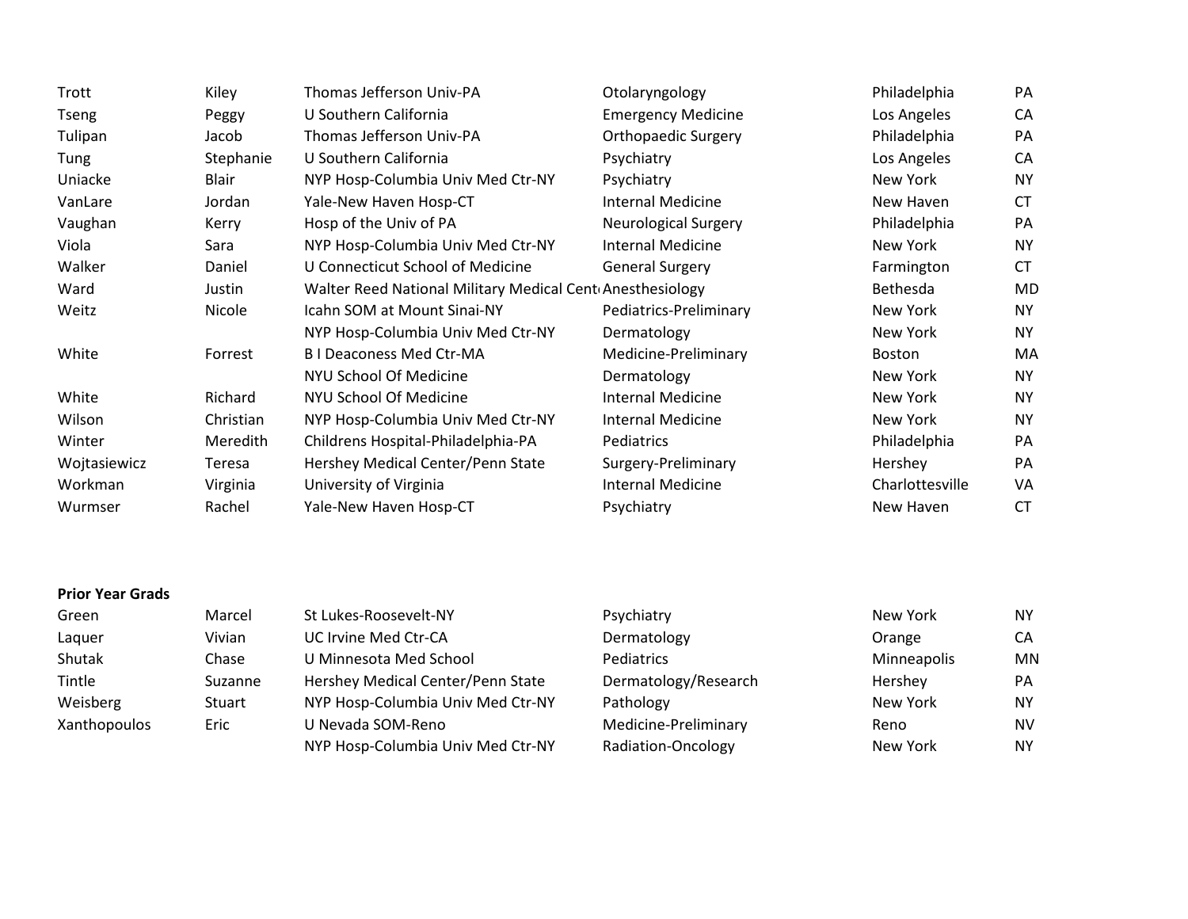| | | | | | |
|---|---|---|---|---|---|
| Trott | Kiley | Thomas Jefferson Univ-PA | Otolaryngology | Philadelphia | PA |
| Tseng | Peggy | U Southern California | Emergency Medicine | Los Angeles | CA |
| Tulipan | Jacob | Thomas Jefferson Univ-PA | Orthopaedic Surgery | Philadelphia | PA |
| Tung | Stephanie | U Southern California | Psychiatry | Los Angeles | CA |
| Uniacke | Blair | NYP Hosp-Columbia Univ Med Ctr-NY | Psychiatry | New York | NY |
| VanLare | Jordan | Yale-New Haven Hosp-CT | Internal Medicine | New Haven | CT |
| Vaughan | Kerry | Hosp of the Univ of PA | Neurological Surgery | Philadelphia | PA |
| Viola | Sara | NYP Hosp-Columbia Univ Med Ctr-NY | Internal Medicine | New York | NY |
| Walker | Daniel | U Connecticut School of Medicine | General Surgery | Farmington | CT |
| Ward | Justin | Walter Reed National Military Medical Cent | Anesthesiology | Bethesda | MD |
| Weitz | Nicole | Icahn SOM at Mount Sinai-NY | Pediatrics-Preliminary | New York | NY |
| | | NYP Hosp-Columbia Univ Med Ctr-NY | Dermatology | New York | NY |
| White | Forrest | B I Deaconess Med Ctr-MA | Medicine-Preliminary | Boston | MA |
| | | NYU School Of Medicine | Dermatology | New York | NY |
| White | Richard | NYU School Of Medicine | Internal Medicine | New York | NY |
| Wilson | Christian | NYP Hosp-Columbia Univ Med Ctr-NY | Internal Medicine | New York | NY |
| Winter | Meredith | Childrens Hospital-Philadelphia-PA | Pediatrics | Philadelphia | PA |
| Wojtasiewicz | Teresa | Hershey Medical Center/Penn State | Surgery-Preliminary | Hershey | PA |
| Workman | Virginia | University of Virginia | Internal Medicine | Charlottesville | VA |
| Wurmser | Rachel | Yale-New Haven Hosp-CT | Psychiatry | New Haven | CT |

**Prior Year Grads**

| | | | | | |
|---|---|---|---|---|---|
| Green | Marcel | St Lukes-Roosevelt-NY | Psychiatry | New York | NY |
| Laquer | Vivian | UC Irvine Med Ctr-CA | Dermatology | Orange | CA |
| Shutak | Chase | U Minnesota Med School | Pediatrics | Minneapolis | MN |
| Tintle | Suzanne | Hershey Medical Center/Penn State | Dermatology/Research | Hershey | PA |
| Weisberg | Stuart | NYP Hosp-Columbia Univ Med Ctr-NY | Pathology | New York | NY |
| Xanthopoulos | Eric | U Nevada SOM-Reno | Medicine-Preliminary | Reno | NV |
| | | NYP Hosp-Columbia Univ Med Ctr-NY | Radiation-Oncology | New York | NY |